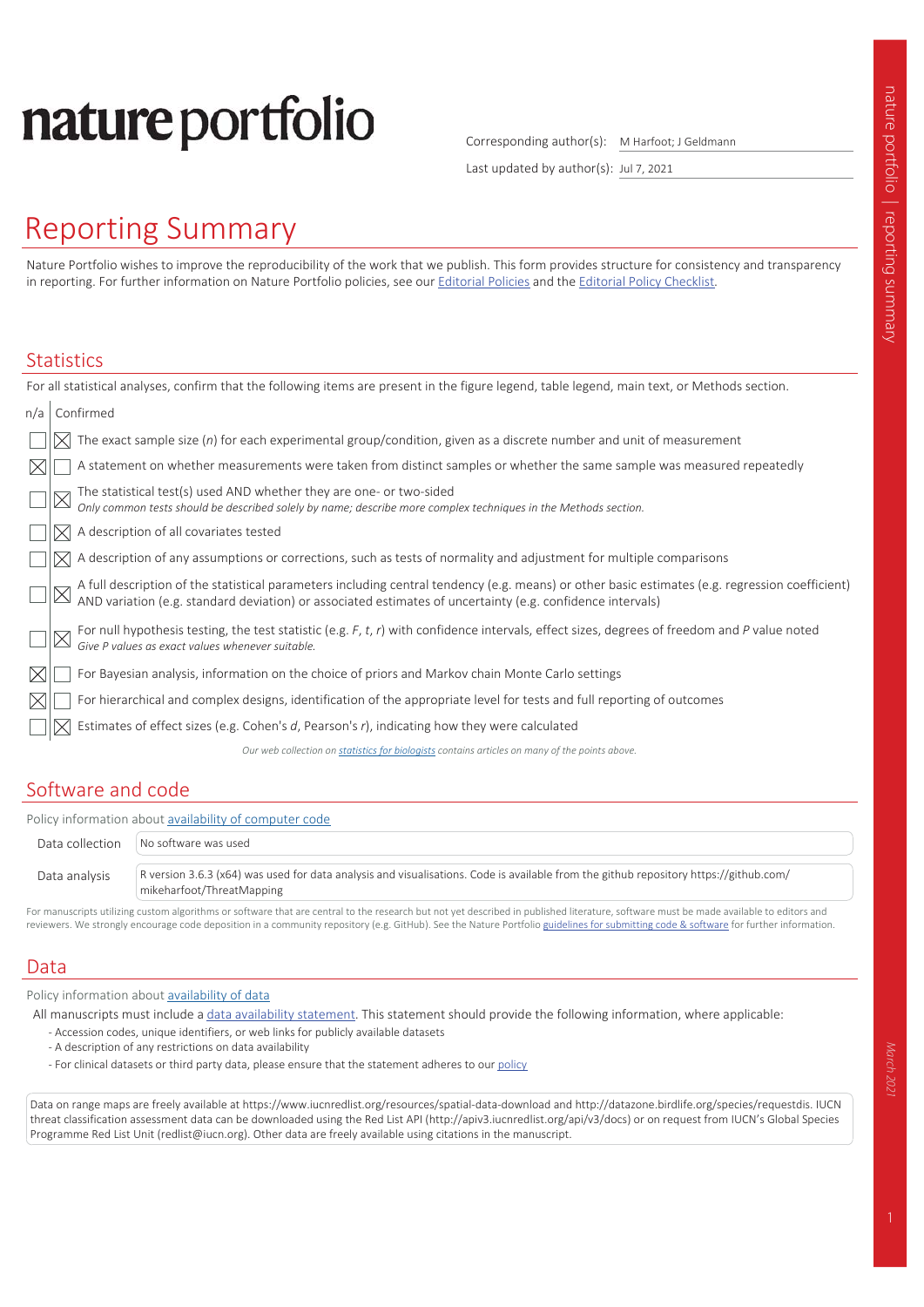# nature portfolio

Corresponding author(s): M Harfoot; J Geldmann

Last updated by author(s): Jul 7, 2021

# Reporting Summary

Nature Portfolio wishes to improve the reproducibility of the work that we publish. This form provides structure for consistency and transparency in reporting. For further information on Nature Portfolio policies, see our Editorial Policies and the Editorial Policy Checklist.

## Statistics

For all statistical analyses, confirm that the following items are present in the figure legend, table legend, main text, or Methods section.

| n/a | Confirmed | |
|---|---|---|
| ☐ | ☒ | The exact sample size ($n$) for each experimental group/condition, given as a discrete number and unit of measurement |
| ☒ | ☐ | A statement on whether measurements were taken from distinct samples or whether the same sample was measured repeatedly |
| ☐ | ☒ | The statistical test(s) used AND whether they are one- or two-sided<br>*Only common tests should be described solely by name; describe more complex techniques in the Methods section.* |
| ☐ | ☒ | A description of all covariates tested |
| ☐ | ☒ | A description of any assumptions or corrections, such as tests of normality and adjustment for multiple comparisons |
| ☐ | ☒ | A full description of the statistical parameters including central tendency (e.g. means) or other basic estimates (e.g. regression coefficient) AND variation (e.g. standard deviation) or associated estimates of uncertainty (e.g. confidence intervals) |
| ☐ | ☒ | For null hypothesis testing, the test statistic (e.g. $F$, $t$, $r$) with confidence intervals, effect sizes, degrees of freedom and $P$ value noted<br>*Give P values as exact values whenever suitable.* |
| ☒ | ☐ | For Bayesian analysis, information on the choice of priors and Markov chain Monte Carlo settings |
| ☒ | ☐ | For hierarchical and complex designs, identification of the appropriate level for tests and full reporting of outcomes |
| ☐ | ☒ | Estimates of effect sizes (e.g. Cohen's $d$, Pearson's $r$), indicating how they were calculated |

*Our web collection on statistics for biologists contains articles on many of the points above.*

## Software and code

Policy information about availability of computer code

| | |
|---|---|
| Data collection | No software was used |
| Data analysis | R version 3.6.3 (x64) was used for data analysis and visualisations. Code is available from the github repository https://github.com/mikeharfoot/ThreatMapping |

For manuscripts utilizing custom algorithms or software that are central to the research but not yet described in published literature, software must be made available to editors and reviewers. We strongly encourage code deposition in a community repository (e.g. GitHub). See the Nature Portfolio guidelines for submitting code & software for further information.

## Data

Policy information about availability of data

All manuscripts must include a data availability statement. This statement should provide the following information, where applicable:

- Accession codes, unique identifiers, or web links for publicly available datasets
- A description of any restrictions on data availability
- For clinical datasets or third party data, please ensure that the statement adheres to our policy

Data on range maps are freely available at https://www.iucnredlist.org/resources/spatial-data-download and http://datazone.birdlife.org/species/requestdis. IUCN threat classification assessment data can be downloaded using the Red List API (http://apiv3.iucnredlist.org/api/v3/docs) or on request from IUCN's Global Species Programme Red List Unit (redlist@iucn.org). Other data are freely available using citations in the manuscript.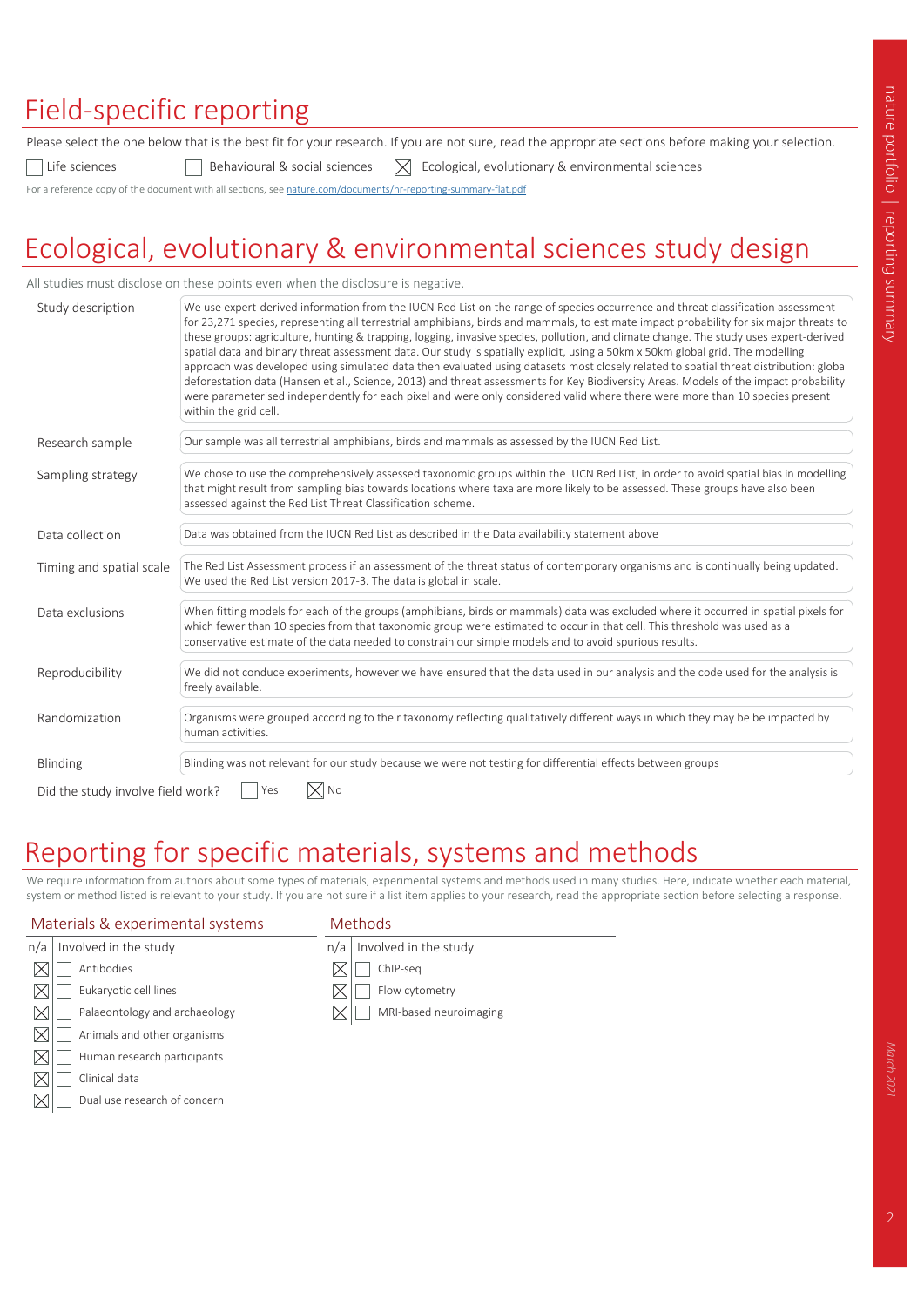# Field-specific reporting

Please select the one below that is the best fit for your research. If you are not sure, read the appropriate sections before making your selection.

☐ Life sciences ☐ Behavioural & social sciences ☒ Ecological, evolutionary & environmental sciences

For a reference copy of the document with all sections, see nature.com/documents/nr-reporting-summary-flat.pdf

# Ecological, evolutionary & environmental sciences study design

All studies must disclose on these points even when the disclosure is negative.

| | |
|---|---|
| Study description | We use expert-derived information from the IUCN Red List on the range of species occurrence and threat classification assessment for 23,271 species, representing all terrestrial amphibians, birds and mammals, to estimate impact probability for six major threats to these groups: agriculture, hunting & trapping, logging, invasive species, pollution, and climate change. The study uses expert-derived spatial data and binary threat assessment data. Our study is spatially explicit, using a 50km x 50km global grid. The modelling approach was developed using simulated data then evaluated using datasets most closely related to spatial threat distribution: global deforestation data (Hansen et al., Science, 2013) and threat assessments for Key Biodiversity Areas. Models of the impact probability were parameterised independently for each pixel and were only considered valid where there were more than 10 species present within the grid cell. |
| Research sample | Our sample was all terrestrial amphibians, birds and mammals as assessed by the IUCN Red List. |
| Sampling strategy | We chose to use the comprehensively assessed taxonomic groups within the IUCN Red List, in order to avoid spatial bias in modelling that might result from sampling bias towards locations where taxa are more likely to be assessed. These groups have also been assessed against the Red List Threat Classification scheme. |
| Data collection | Data was obtained from the IUCN Red List as described in the Data availability statement above |
| Timing and spatial scale | The Red List Assessment process if an assessment of the threat status of contemporary organisms and is continually being updated. We used the Red List version 2017-3. The data is global in scale. |
| Data exclusions | When fitting models for each of the groups (amphibians, birds or mammals) data was excluded where it occurred in spatial pixels for which fewer than 10 species from that taxonomic group were estimated to occur in that cell. This threshold was used as a conservative estimate of the data needed to constrain our simple models and to avoid spurious results. |
| Reproducibility | We did not conduce experiments, however we have ensured that the data used in our analysis and the code used for the analysis is freely available. |
| Randomization | Organisms were grouped according to their taxonomy reflecting qualitatively different ways in which they may be be impacted by human activities. |
| Blinding | Blinding was not relevant for our study because we were not testing for differential effects between groups |

Did the study involve field work? ☐ Yes ☒ No

# Reporting for specific materials, systems and methods

We require information from authors about some types of materials, experimental systems and methods used in many studies. Here, indicate whether each material, system or method listed is relevant to your study. If you are not sure if a list item applies to your research, read the appropriate section before selecting a response.

## Materials & experimental systems

| n/a | Involved in the study | |
|---|---|---|
| ☒ | ☐ | Antibodies |
| ☒ | ☐ | Eukaryotic cell lines |
| ☒ | ☐ | Palaeontology and archaeology |
| ☒ | ☐ | Animals and other organisms |
| ☒ | ☐ | Human research participants |
| ☒ | ☐ | Clinical data |
| ☒ | ☐ | Dual use research of concern |

## Methods

| n/a | Involved in the study | |
|---|---|---|
| ☒ | ☐ | ChIP-seq |
| ☒ | ☐ | Flow cytometry |
| ☒ | ☐ | MRI-based neuroimaging |